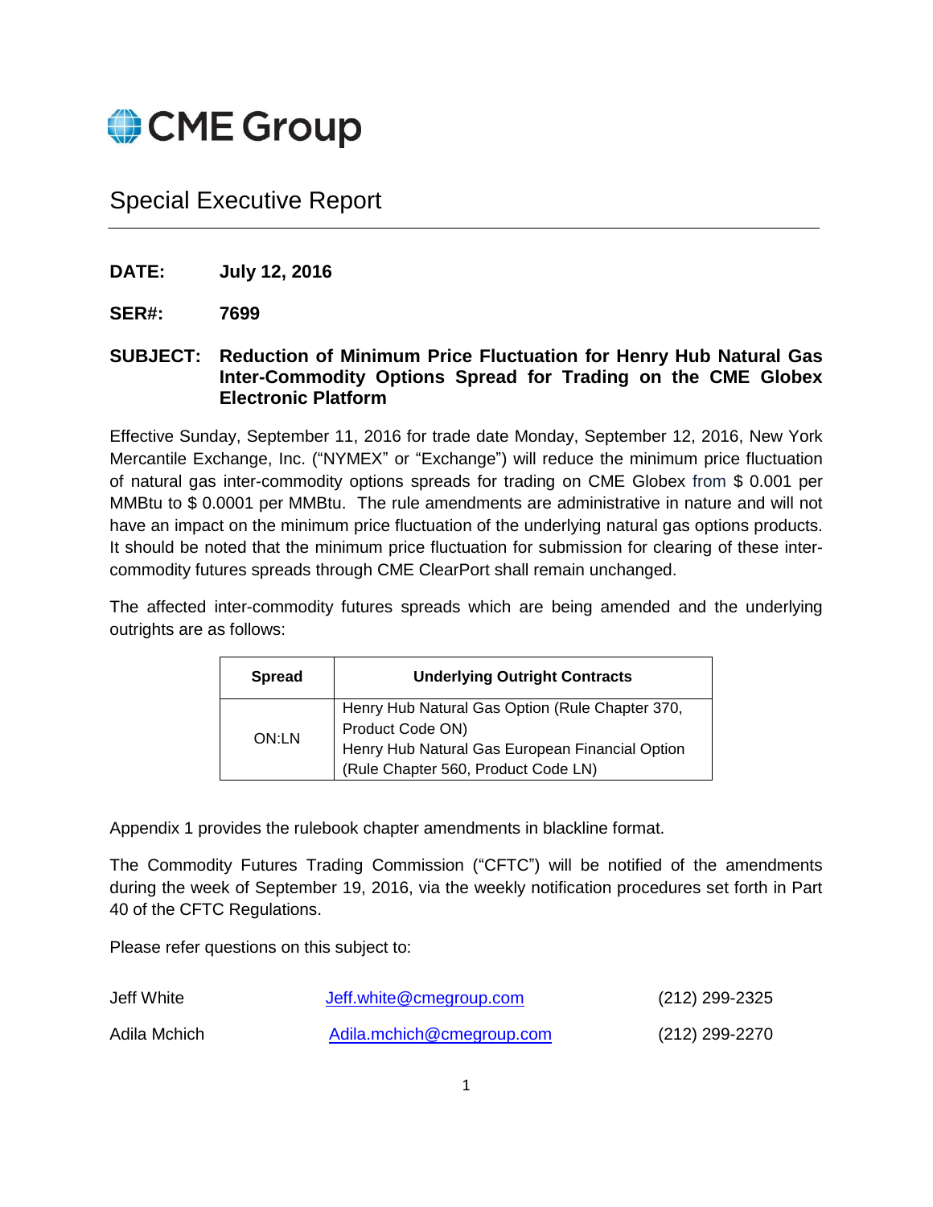# CME Group

## Special Executive Report

**DATE:** **July 12, 2016**

**SER#:** **7699**

**SUBJECT:** **Reduction of Minimum Price Fluctuation for Henry Hub Natural Gas Inter-Commodity Options Spread for Trading on the CME Globex Electronic Platform**

Effective Sunday, September 11, 2016 for trade date Monday, September 12, 2016, New York Mercantile Exchange, Inc. ("NYMEX" or "Exchange") will reduce the minimum price fluctuation of natural gas inter-commodity options spreads for trading on CME Globex from $ 0.001 per MMBtu to $ 0.0001 per MMBtu. The rule amendments are administrative in nature and will not have an impact on the minimum price fluctuation of the underlying natural gas options products. It should be noted that the minimum price fluctuation for submission for clearing of these inter-commodity futures spreads through CME ClearPort shall remain unchanged.

The affected inter-commodity futures spreads which are being amended and the underlying outrights are as follows:

| Spread | Underlying Outright Contracts |
|---|---|
| ON:LN | Henry Hub Natural Gas Option (Rule Chapter 370, Product Code ON)<br>Henry Hub Natural Gas European Financial Option (Rule Chapter 560, Product Code LN) |

Appendix 1 provides the rulebook chapter amendments in blackline format.

The Commodity Futures Trading Commission ("CFTC") will be notified of the amendments during the week of September 19, 2016, via the weekly notification procedures set forth in Part 40 of the CFTC Regulations.

Please refer questions on this subject to:

| | | |
|---|---|---|
| Jeff White | Jeff.white@cmegroup.com | (212) 299-2325 |
| Adila Mchich | Adila.mchich@cmegroup.com | (212) 299-2270 |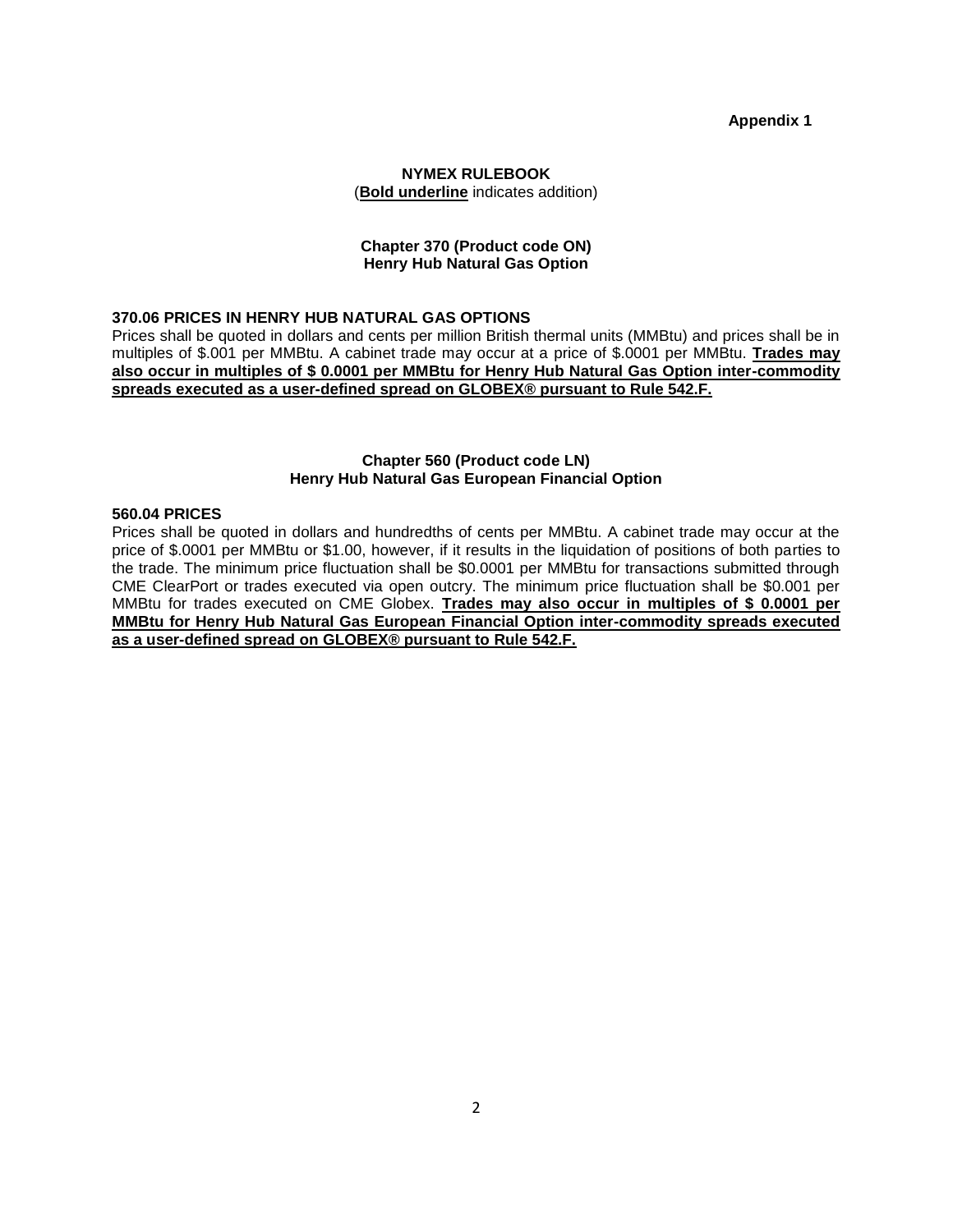**Appendix 1**

**NYMEX RULEBOOK**
(**<u>Bold underline</u>** indicates addition)

**Chapter 370 (Product code ON)**
**Henry Hub Natural Gas Option**

**370.06 PRICES IN HENRY HUB NATURAL GAS OPTIONS**

Prices shall be quoted in dollars and cents per million British thermal units (MMBtu) and prices shall be in multiples of $.001 per MMBtu. A cabinet trade may occur at a price of $.0001 per MMBtu. **<u>Trades may also occur in multiples of $ 0.0001 per MMBtu for Henry Hub Natural Gas Option inter-commodity spreads executed as a user-defined spread on GLOBEX® pursuant to Rule 542.F.</u>**

**Chapter 560 (Product code LN)**
**Henry Hub Natural Gas European Financial Option**

**560.04 PRICES**

Prices shall be quoted in dollars and hundredths of cents per MMBtu. A cabinet trade may occur at the price of $.0001 per MMBtu or $1.00, however, if it results in the liquidation of positions of both parties to the trade. The minimum price fluctuation shall be $0.0001 per MMBtu for transactions submitted through CME ClearPort or trades executed via open outcry. The minimum price fluctuation shall be $0.001 per MMBtu for trades executed on CME Globex. **<u>Trades may also occur in multiples of $ 0.0001 per MMBtu for Henry Hub Natural Gas European Financial Option inter-commodity spreads executed as a user-defined spread on GLOBEX® pursuant to Rule 542.F.</u>**